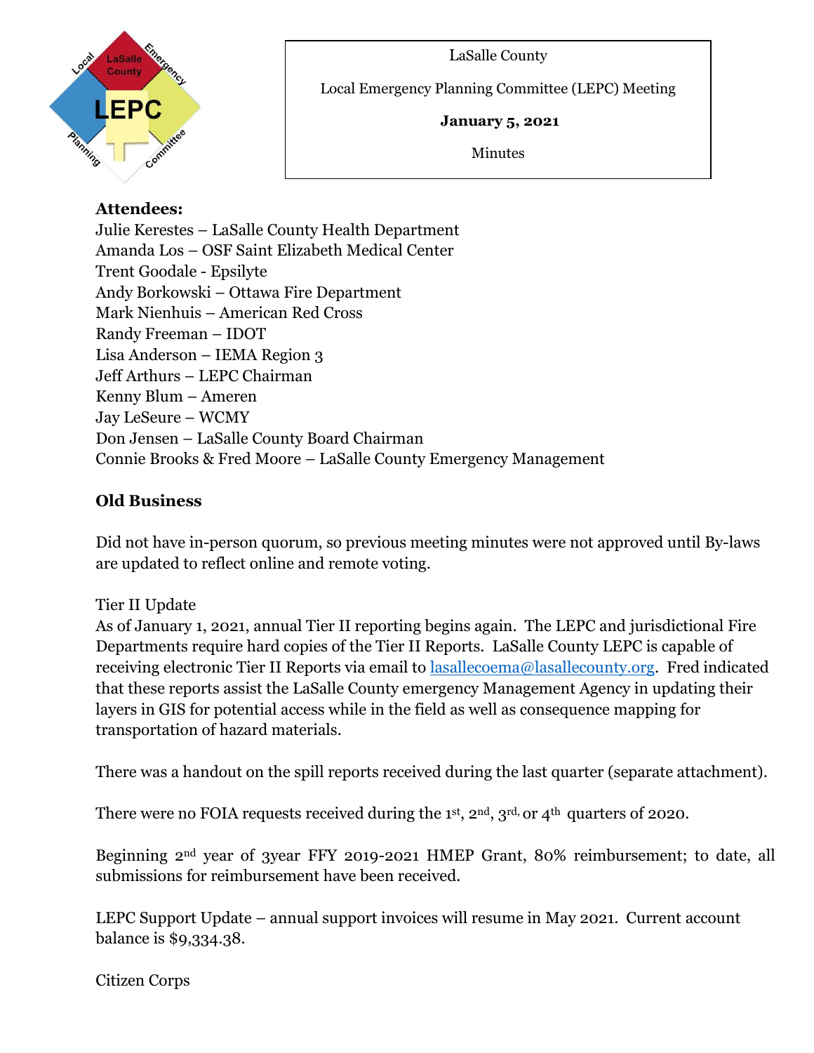LaSalle County

Local Emergency Planning Committee (LEPC) Meeting

**January 5, 2021**

Minutes

**Attendees:**
Julie Kerestes – LaSalle County Health Department
Amanda Los – OSF Saint Elizabeth Medical Center
Trent Goodale - Epsilyte
Andy Borkowski – Ottawa Fire Department
Mark Nienhuis – American Red Cross
Randy Freeman – IDOT
Lisa Anderson – IEMA Region 3
Jeff Arthurs – LEPC Chairman
Kenny Blum – Ameren
Jay LeSeure – WCMY
Don Jensen – LaSalle County Board Chairman
Connie Brooks & Fred Moore – LaSalle County Emergency Management

## Old Business

Did not have in-person quorum, so previous meeting minutes were not approved until By-laws are updated to reflect online and remote voting.

Tier II Update
As of January 1, 2021, annual Tier II reporting begins again. The LEPC and jurisdictional Fire Departments require hard copies of the Tier II Reports. LaSalle County LEPC is capable of receiving electronic Tier II Reports via email to lasallecoema@lasallecounty.org. Fred indicated that these reports assist the LaSalle County emergency Management Agency in updating their layers in GIS for potential access while in the field as well as consequence mapping for transportation of hazard materials.

There was a handout on the spill reports received during the last quarter (separate attachment).

There were no FOIA requests received during the 1st, 2nd, 3rd, or 4th quarters of 2020.

Beginning 2nd year of 3year FFY 2019-2021 HMEP Grant, 80% reimbursement; to date, all submissions for reimbursement have been received.

LEPC Support Update – annual support invoices will resume in May 2021. Current account balance is $9,334.38.

Citizen Corps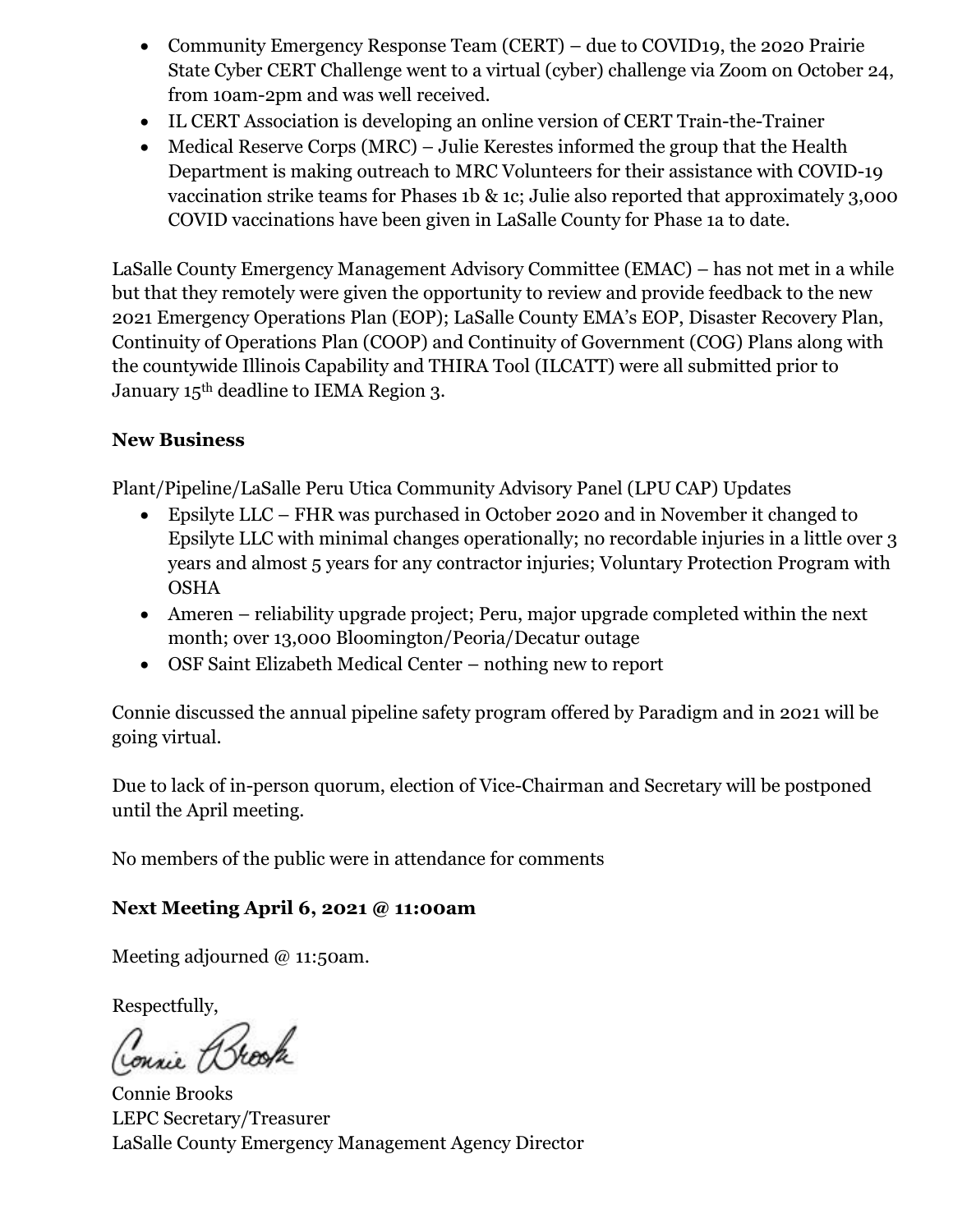- Community Emergency Response Team (CERT) – due to COVID19, the 2020 Prairie State Cyber CERT Challenge went to a virtual (cyber) challenge via Zoom on October 24, from 10am-2pm and was well received.
- IL CERT Association is developing an online version of CERT Train-the-Trainer
- Medical Reserve Corps (MRC) – Julie Kerestes informed the group that the Health Department is making outreach to MRC Volunteers for their assistance with COVID-19 vaccination strike teams for Phases 1b & 1c; Julie also reported that approximately 3,000 COVID vaccinations have been given in LaSalle County for Phase 1a to date.

LaSalle County Emergency Management Advisory Committee (EMAC) – has not met in a while but that they remotely were given the opportunity to review and provide feedback to the new 2021 Emergency Operations Plan (EOP); LaSalle County EMA's EOP, Disaster Recovery Plan, Continuity of Operations Plan (COOP) and Continuity of Government (COG) Plans along with the countywide Illinois Capability and THIRA Tool (ILCATT) were all submitted prior to January 15th deadline to IEMA Region 3.

**New Business**

Plant/Pipeline/LaSalle Peru Utica Community Advisory Panel (LPU CAP) Updates

- Epsilyte LLC – FHR was purchased in October 2020 and in November it changed to Epsilyte LLC with minimal changes operationally; no recordable injuries in a little over 3 years and almost 5 years for any contractor injuries; Voluntary Protection Program with OSHA
- Ameren – reliability upgrade project; Peru, major upgrade completed within the next month; over 13,000 Bloomington/Peoria/Decatur outage
- OSF Saint Elizabeth Medical Center – nothing new to report

Connie discussed the annual pipeline safety program offered by Paradigm and in 2021 will be going virtual.

Due to lack of in-person quorum, election of Vice-Chairman and Secretary will be postponed until the April meeting.

No members of the public were in attendance for comments

**Next Meeting April 6, 2021 @ 11:00am**

Meeting adjourned @ 11:50am.

Respectfully,

Connie Brooks
LEPC Secretary/Treasurer
LaSalle County Emergency Management Agency Director